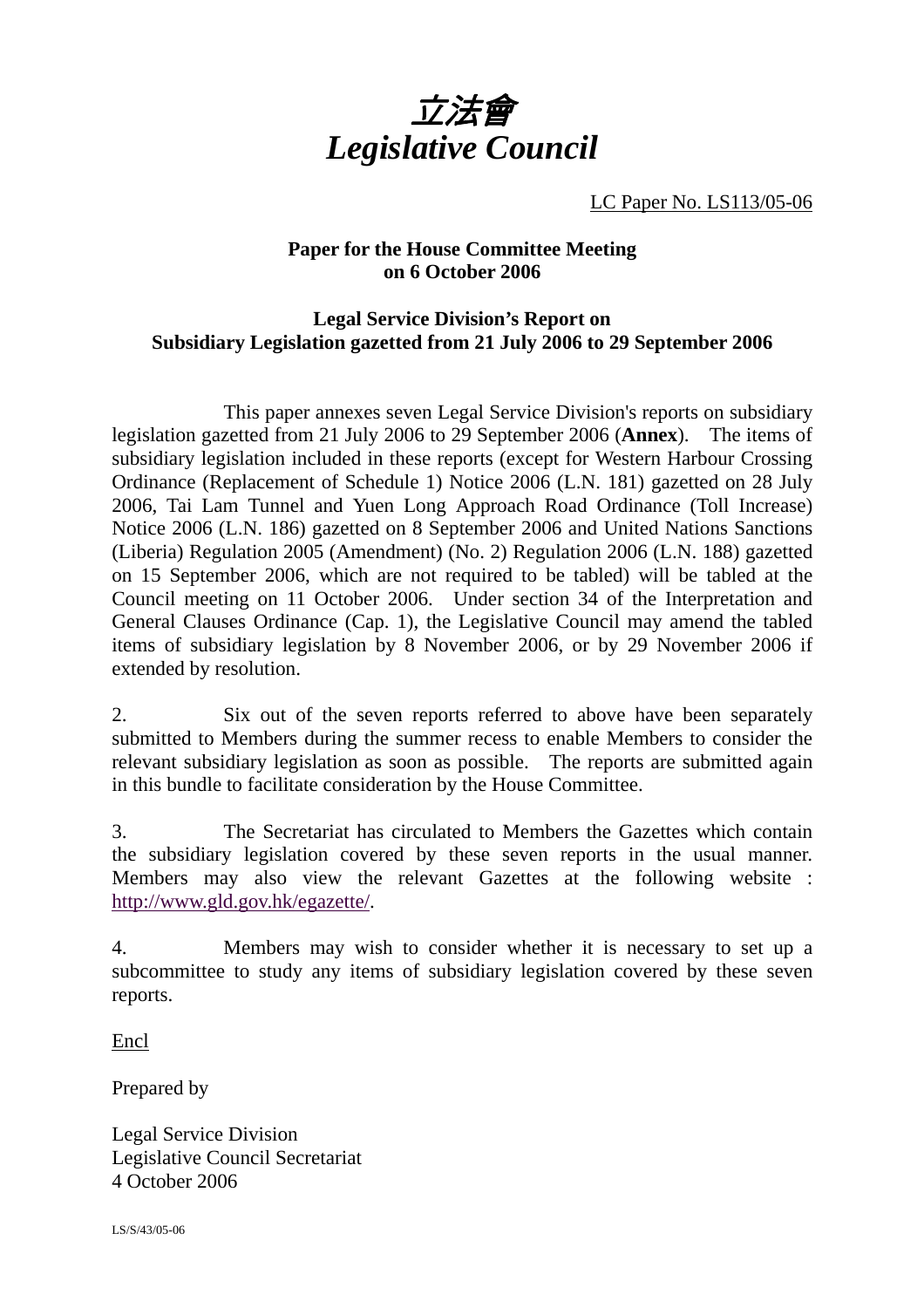# *立法會*
# *Legislative Council*

LC Paper No. LS113/05-06

**Paper for the House Committee Meeting on 6 October 2006**

**Legal Service Division's Report on Subsidiary Legislation gazetted from 21 July 2006 to 29 September 2006**

This paper annexes seven Legal Service Division's reports on subsidiary legislation gazetted from 21 July 2006 to 29 September 2006 (**Annex**). The items of subsidiary legislation included in these reports (except for Western Harbour Crossing Ordinance (Replacement of Schedule 1) Notice 2006 (L.N. 181) gazetted on 28 July 2006, Tai Lam Tunnel and Yuen Long Approach Road Ordinance (Toll Increase) Notice 2006 (L.N. 186) gazetted on 8 September 2006 and United Nations Sanctions (Liberia) Regulation 2005 (Amendment) (No. 2) Regulation 2006 (L.N. 188) gazetted on 15 September 2006, which are not required to be tabled) will be tabled at the Council meeting on 11 October 2006. Under section 34 of the Interpretation and General Clauses Ordinance (Cap. 1), the Legislative Council may amend the tabled items of subsidiary legislation by 8 November 2006, or by 29 November 2006 if extended by resolution.

2. Six out of the seven reports referred to above have been separately submitted to Members during the summer recess to enable Members to consider the relevant subsidiary legislation as soon as possible. The reports are submitted again in this bundle to facilitate consideration by the House Committee.

3. The Secretariat has circulated to Members the Gazettes which contain the subsidiary legislation covered by these seven reports in the usual manner. Members may also view the relevant Gazettes at the following website : http://www.gld.gov.hk/egazette/.

4. Members may wish to consider whether it is necessary to set up a subcommittee to study any items of subsidiary legislation covered by these seven reports.

Encl

Prepared by

Legal Service Division
Legislative Council Secretariat
4 October 2006

LS/S/43/05-06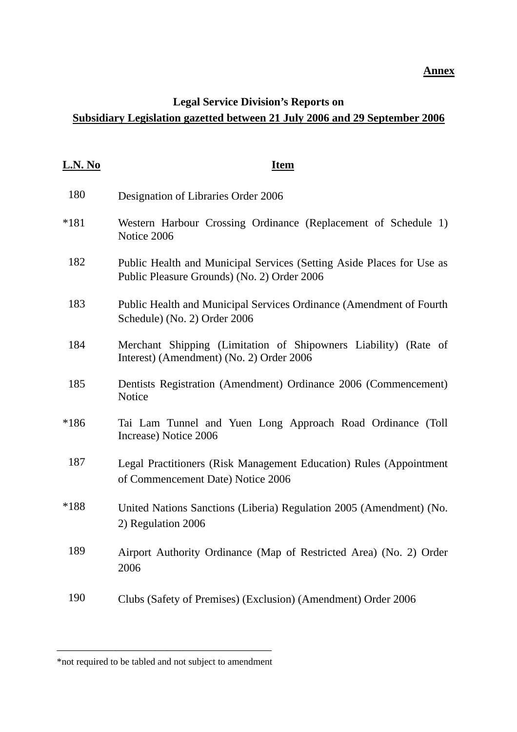**Annex**

**Legal Service Division's Reports on**
**Subsidiary Legislation gazetted between 21 July 2006 and 29 September 2006**

| L.N. No | Item |
|---|---|
| 180 | Designation of Libraries Order 2006 |
| *181 | Western Harbour Crossing Ordinance (Replacement of Schedule 1) Notice 2006 |
| 182 | Public Health and Municipal Services (Setting Aside Places for Use as Public Pleasure Grounds) (No. 2) Order 2006 |
| 183 | Public Health and Municipal Services Ordinance (Amendment of Fourth Schedule) (No. 2) Order 2006 |
| 184 | Merchant Shipping (Limitation of Shipowners Liability) (Rate of Interest) (Amendment) (No. 2) Order 2006 |
| 185 | Dentists Registration (Amendment) Ordinance 2006 (Commencement) Notice |
| *186 | Tai Lam Tunnel and Yuen Long Approach Road Ordinance (Toll Increase) Notice 2006 |
| 187 | Legal Practitioners (Risk Management Education) Rules (Appointment of Commencement Date) Notice 2006 |
| *188 | United Nations Sanctions (Liberia) Regulation 2005 (Amendment) (No. 2) Regulation 2006 |
| 189 | Airport Authority Ordinance (Map of Restricted Area) (No. 2) Order 2006 |
| 190 | Clubs (Safety of Premises) (Exclusion) (Amendment) Order 2006 |

---

*not required to be tabled and not subject to amendment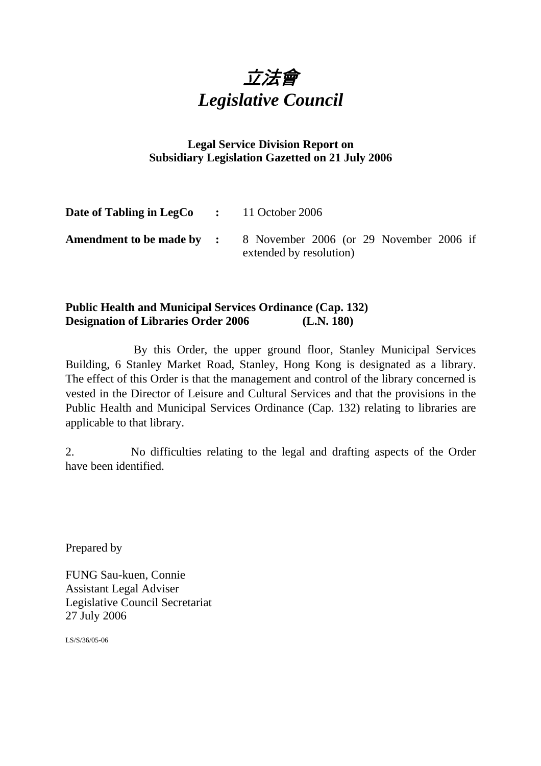# *立法會*
# *Legislative Council*

**Legal Service Division Report on**
**Subsidiary Legislation Gazetted on 21 July 2006**

| | | |
|---|---|---|
| **Date of Tabling in LegCo** | **:** | 11 October 2006 |
| **Amendment to be made by** | **:** | 8 November 2006 (or 29 November 2006 if extended by resolution) |

**Public Health and Municipal Services Ordinance (Cap. 132)**
**Designation of Libraries Order 2006 (L.N. 180)**

By this Order, the upper ground floor, Stanley Municipal Services Building, 6 Stanley Market Road, Stanley, Hong Kong is designated as a library. The effect of this Order is that the management and control of the library concerned is vested in the Director of Leisure and Cultural Services and that the provisions in the Public Health and Municipal Services Ordinance (Cap. 132) relating to libraries are applicable to that library.

2. No difficulties relating to the legal and drafting aspects of the Order have been identified.

Prepared by

FUNG Sau-kuen, Connie
Assistant Legal Adviser
Legislative Council Secretariat
27 July 2006

LS/S/36/05-06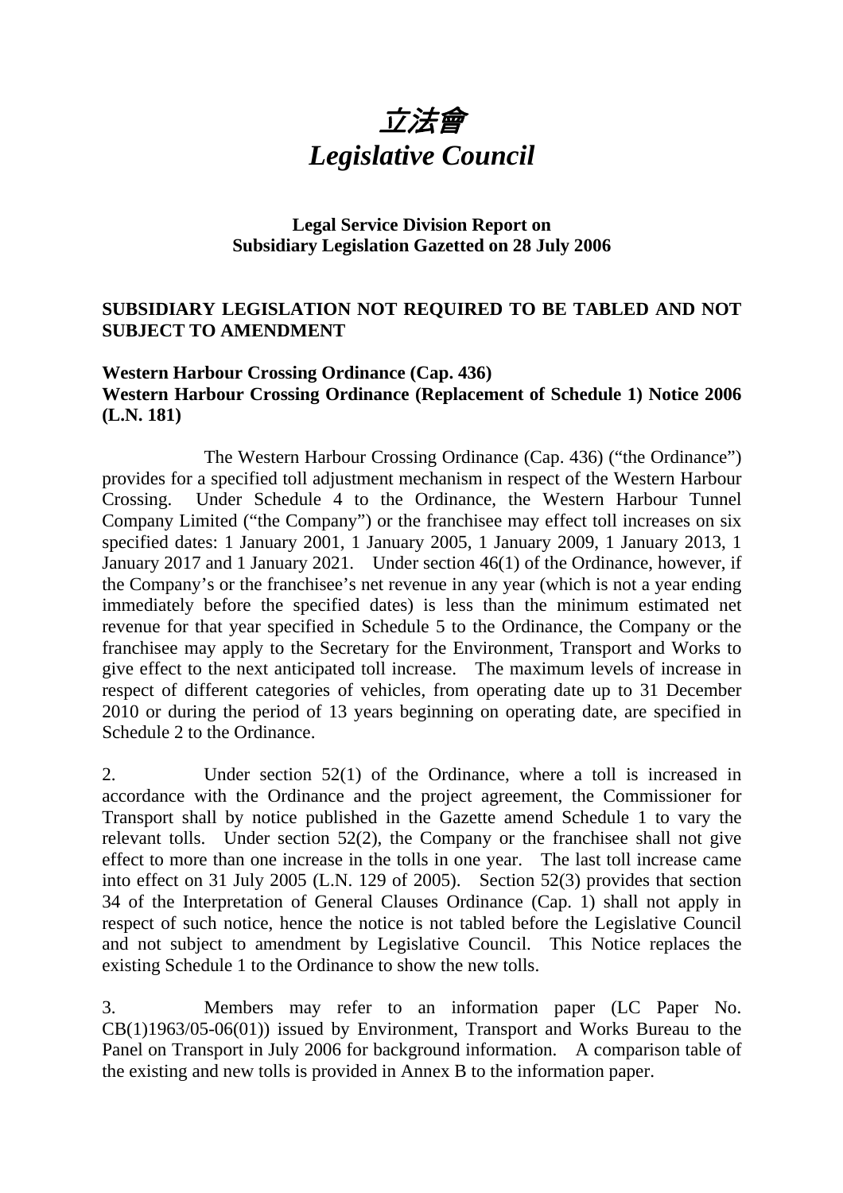# 立法會
# *Legislative Council*

**Legal Service Division Report on Subsidiary Legislation Gazetted on 28 July 2006**

## SUBSIDIARY LEGISLATION NOT REQUIRED TO BE TABLED AND NOT SUBJECT TO AMENDMENT

### Western Harbour Crossing Ordinance (Cap. 436)
### Western Harbour Crossing Ordinance (Replacement of Schedule 1) Notice 2006 (L.N. 181)

The Western Harbour Crossing Ordinance (Cap. 436) ("the Ordinance") provides for a specified toll adjustment mechanism in respect of the Western Harbour Crossing. Under Schedule 4 to the Ordinance, the Western Harbour Tunnel Company Limited ("the Company") or the franchisee may effect toll increases on six specified dates: 1 January 2001, 1 January 2005, 1 January 2009, 1 January 2013, 1 January 2017 and 1 January 2021. Under section 46(1) of the Ordinance, however, if the Company's or the franchisee's net revenue in any year (which is not a year ending immediately before the specified dates) is less than the minimum estimated net revenue for that year specified in Schedule 5 to the Ordinance, the Company or the franchisee may apply to the Secretary for the Environment, Transport and Works to give effect to the next anticipated toll increase. The maximum levels of increase in respect of different categories of vehicles, from operating date up to 31 December 2010 or during the period of 13 years beginning on operating date, are specified in Schedule 2 to the Ordinance.

2. Under section 52(1) of the Ordinance, where a toll is increased in accordance with the Ordinance and the project agreement, the Commissioner for Transport shall by notice published in the Gazette amend Schedule 1 to vary the relevant tolls. Under section 52(2), the Company or the franchisee shall not give effect to more than one increase in the tolls in one year. The last toll increase came into effect on 31 July 2005 (L.N. 129 of 2005). Section 52(3) provides that section 34 of the Interpretation of General Clauses Ordinance (Cap. 1) shall not apply in respect of such notice, hence the notice is not tabled before the Legislative Council and not subject to amendment by Legislative Council. This Notice replaces the existing Schedule 1 to the Ordinance to show the new tolls.

3. Members may refer to an information paper (LC Paper No. CB(1)1963/05-06(01)) issued by Environment, Transport and Works Bureau to the Panel on Transport in July 2006 for background information. A comparison table of the existing and new tolls is provided in Annex B to the information paper.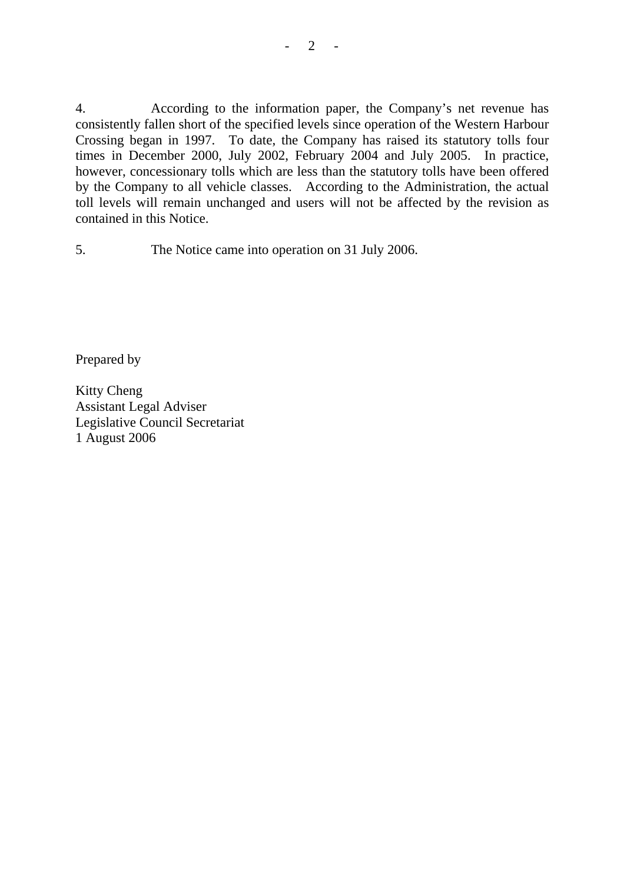4. According to the information paper, the Company's net revenue has consistently fallen short of the specified levels since operation of the Western Harbour Crossing began in 1997. To date, the Company has raised its statutory tolls four times in December 2000, July 2002, February 2004 and July 2005. In practice, however, concessionary tolls which are less than the statutory tolls have been offered by the Company to all vehicle classes. According to the Administration, the actual toll levels will remain unchanged and users will not be affected by the revision as contained in this Notice.

5. The Notice came into operation on 31 July 2006.

Prepared by

Kitty Cheng
Assistant Legal Adviser
Legislative Council Secretariat
1 August 2006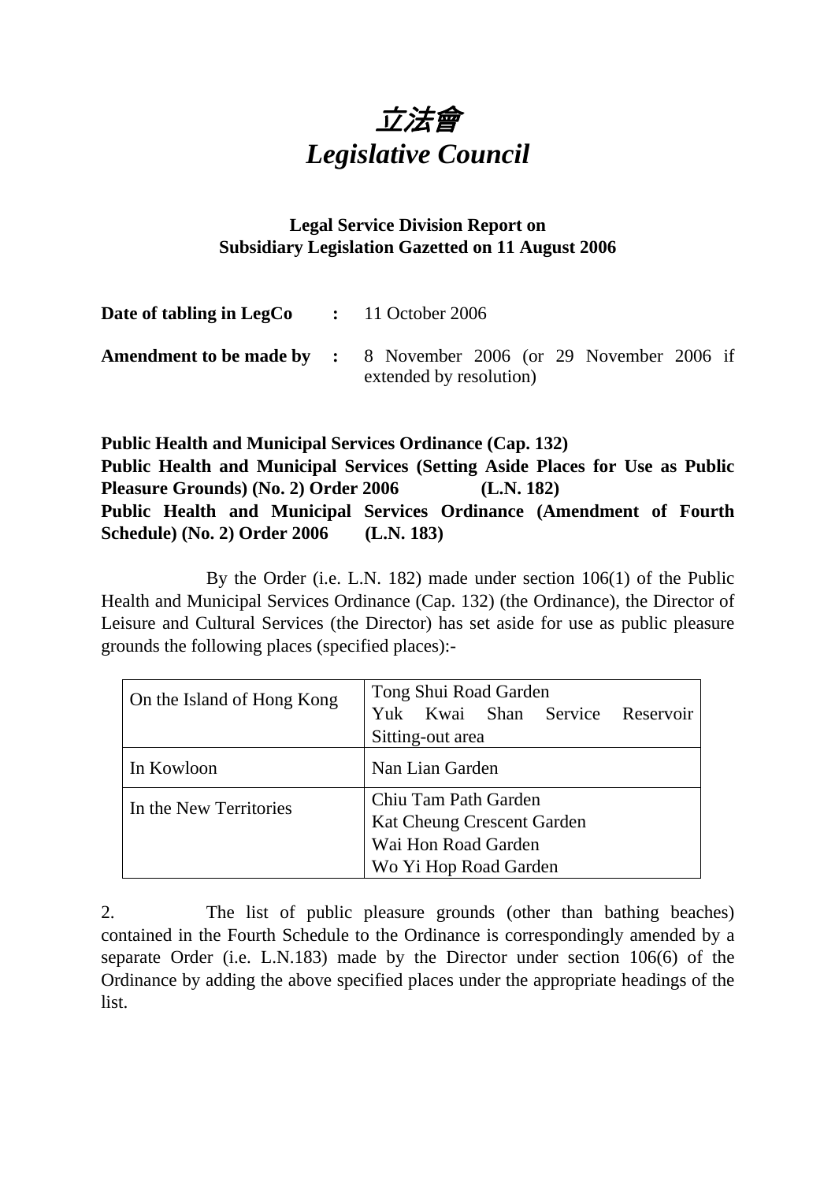# 立法會
# *Legislative Council*

**Legal Service Division Report on**
**Subsidiary Legislation Gazetted on 11 August 2006**

| | | |
|---|---|---|
| **Date of tabling in LegCo** | **:** | 11 October 2006 |
| **Amendment to be made by** | **:** | 8 November 2006 (or 29 November 2006 if extended by resolution) |

**Public Health and Municipal Services Ordinance (Cap. 132)**
**Public Health and Municipal Services (Setting Aside Places for Use as Public Pleasure Grounds) (No. 2) Order 2006 (L.N. 182)**
**Public Health and Municipal Services Ordinance (Amendment of Fourth Schedule) (No. 2) Order 2006 (L.N. 183)**

By the Order (i.e. L.N. 182) made under section 106(1) of the Public Health and Municipal Services Ordinance (Cap. 132) (the Ordinance), the Director of Leisure and Cultural Services (the Director) has set aside for use as public pleasure grounds the following places (specified places):-

| | |
|---|---|
| On the Island of Hong Kong | Tong Shui Road Garden<br>Yuk Kwai Shan Service Reservoir Sitting-out area |
| In Kowloon | Nan Lian Garden |
| In the New Territories | Chiu Tam Path Garden<br>Kat Cheung Crescent Garden<br>Wai Hon Road Garden<br>Wo Yi Hop Road Garden |

2. The list of public pleasure grounds (other than bathing beaches) contained in the Fourth Schedule to the Ordinance is correspondingly amended by a separate Order (i.e. L.N.183) made by the Director under section 106(6) of the Ordinance by adding the above specified places under the appropriate headings of the list.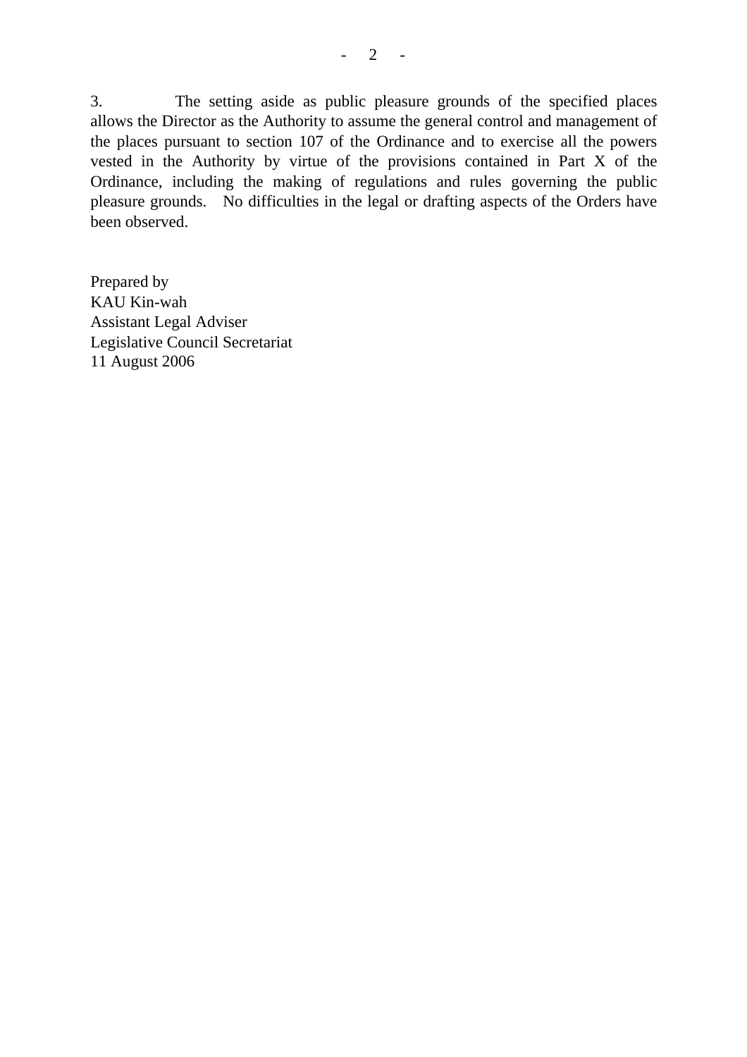3. The setting aside as public pleasure grounds of the specified places allows the Director as the Authority to assume the general control and management of the places pursuant to section 107 of the Ordinance and to exercise all the powers vested in the Authority by virtue of the provisions contained in Part X of the Ordinance, including the making of regulations and rules governing the public pleasure grounds. No difficulties in the legal or drafting aspects of the Orders have been observed.

Prepared by
KAU Kin-wah
Assistant Legal Adviser
Legislative Council Secretariat
11 August 2006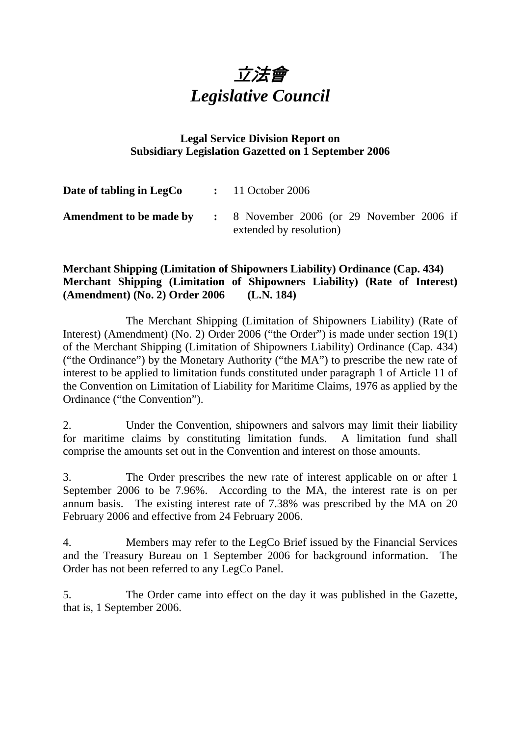# *立法會*
# *Legislative Council*

**Legal Service Division Report on Subsidiary Legislation Gazetted on 1 September 2006**

| | | |
|---|---|---|
| **Date of tabling in LegCo** | **:** | 11 October 2006 |
| **Amendment to be made by** | **:** | 8 November 2006 (or 29 November 2006 if extended by resolution) |

**Merchant Shipping (Limitation of Shipowners Liability) Ordinance (Cap. 434)**
**Merchant Shipping (Limitation of Shipowners Liability) (Rate of Interest) (Amendment) (No. 2) Order 2006 (L.N. 184)**

The Merchant Shipping (Limitation of Shipowners Liability) (Rate of Interest) (Amendment) (No. 2) Order 2006 ("the Order") is made under section 19(1) of the Merchant Shipping (Limitation of Shipowners Liability) Ordinance (Cap. 434) ("the Ordinance") by the Monetary Authority ("the MA") to prescribe the new rate of interest to be applied to limitation funds constituted under paragraph 1 of Article 11 of the Convention on Limitation of Liability for Maritime Claims, 1976 as applied by the Ordinance ("the Convention").

2. Under the Convention, shipowners and salvors may limit their liability for maritime claims by constituting limitation funds. A limitation fund shall comprise the amounts set out in the Convention and interest on those amounts.

3. The Order prescribes the new rate of interest applicable on or after 1 September 2006 to be 7.96%. According to the MA, the interest rate is on per annum basis. The existing interest rate of 7.38% was prescribed by the MA on 20 February 2006 and effective from 24 February 2006.

4. Members may refer to the LegCo Brief issued by the Financial Services and the Treasury Bureau on 1 September 2006 for background information. The Order has not been referred to any LegCo Panel.

5. The Order came into effect on the day it was published in the Gazette, that is, 1 September 2006.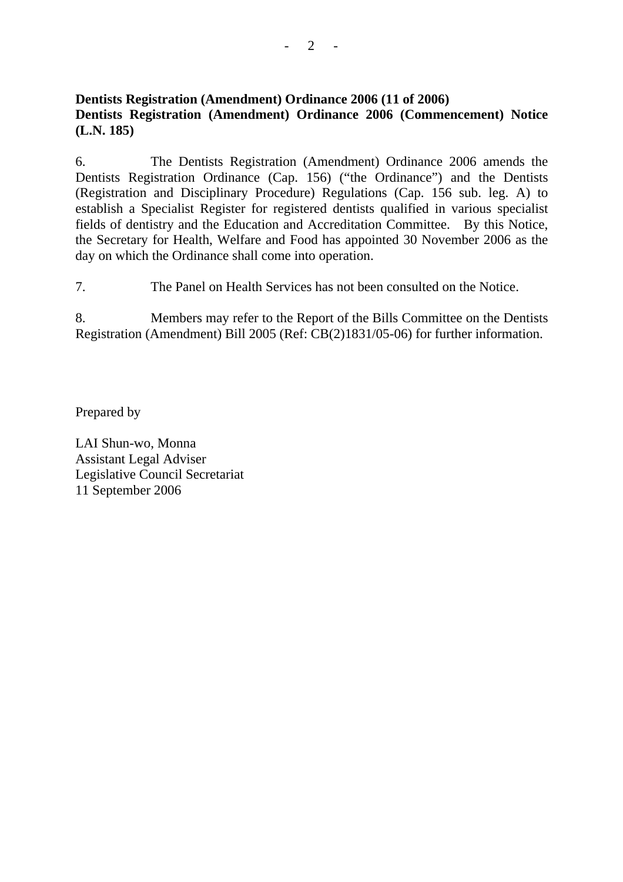**Dentists Registration (Amendment) Ordinance 2006 (11 of 2006)**
**Dentists Registration (Amendment) Ordinance 2006 (Commencement) Notice (L.N. 185)**

6. The Dentists Registration (Amendment) Ordinance 2006 amends the Dentists Registration Ordinance (Cap. 156) ("the Ordinance") and the Dentists (Registration and Disciplinary Procedure) Regulations (Cap. 156 sub. leg. A) to establish a Specialist Register for registered dentists qualified in various specialist fields of dentistry and the Education and Accreditation Committee. By this Notice, the Secretary for Health, Welfare and Food has appointed 30 November 2006 as the day on which the Ordinance shall come into operation.

7. The Panel on Health Services has not been consulted on the Notice.

8. Members may refer to the Report of the Bills Committee on the Dentists Registration (Amendment) Bill 2005 (Ref: CB(2)1831/05-06) for further information.

Prepared by

LAI Shun-wo, Monna
Assistant Legal Adviser
Legislative Council Secretariat
11 September 2006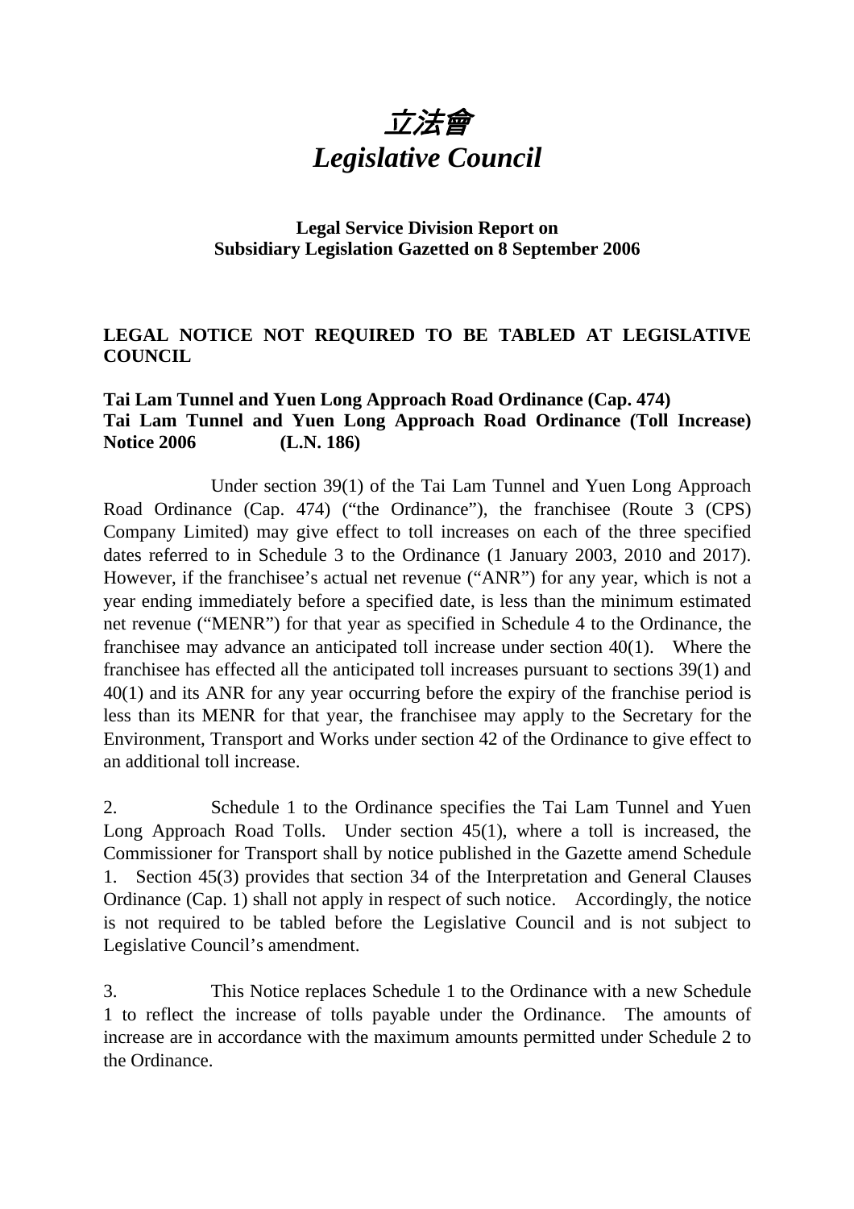# 立法會
# *Legislative Council*

**Legal Service Division Report on**
**Subsidiary Legislation Gazetted on 8 September 2006**

**LEGAL NOTICE NOT REQUIRED TO BE TABLED AT LEGISLATIVE COUNCIL**

**Tai Lam Tunnel and Yuen Long Approach Road Ordinance (Cap. 474)**
**Tai Lam Tunnel and Yuen Long Approach Road Ordinance (Toll Increase) Notice 2006 (L.N. 186)**

Under section 39(1) of the Tai Lam Tunnel and Yuen Long Approach Road Ordinance (Cap. 474) ("the Ordinance"), the franchisee (Route 3 (CPS) Company Limited) may give effect to toll increases on each of the three specified dates referred to in Schedule 3 to the Ordinance (1 January 2003, 2010 and 2017). However, if the franchisee's actual net revenue ("ANR") for any year, which is not a year ending immediately before a specified date, is less than the minimum estimated net revenue ("MENR") for that year as specified in Schedule 4 to the Ordinance, the franchisee may advance an anticipated toll increase under section 40(1). Where the franchisee has effected all the anticipated toll increases pursuant to sections 39(1) and 40(1) and its ANR for any year occurring before the expiry of the franchise period is less than its MENR for that year, the franchisee may apply to the Secretary for the Environment, Transport and Works under section 42 of the Ordinance to give effect to an additional toll increase.

2. Schedule 1 to the Ordinance specifies the Tai Lam Tunnel and Yuen Long Approach Road Tolls. Under section 45(1), where a toll is increased, the Commissioner for Transport shall by notice published in the Gazette amend Schedule 1. Section 45(3) provides that section 34 of the Interpretation and General Clauses Ordinance (Cap. 1) shall not apply in respect of such notice. Accordingly, the notice is not required to be tabled before the Legislative Council and is not subject to Legislative Council's amendment.

3. This Notice replaces Schedule 1 to the Ordinance with a new Schedule 1 to reflect the increase of tolls payable under the Ordinance. The amounts of increase are in accordance with the maximum amounts permitted under Schedule 2 to the Ordinance.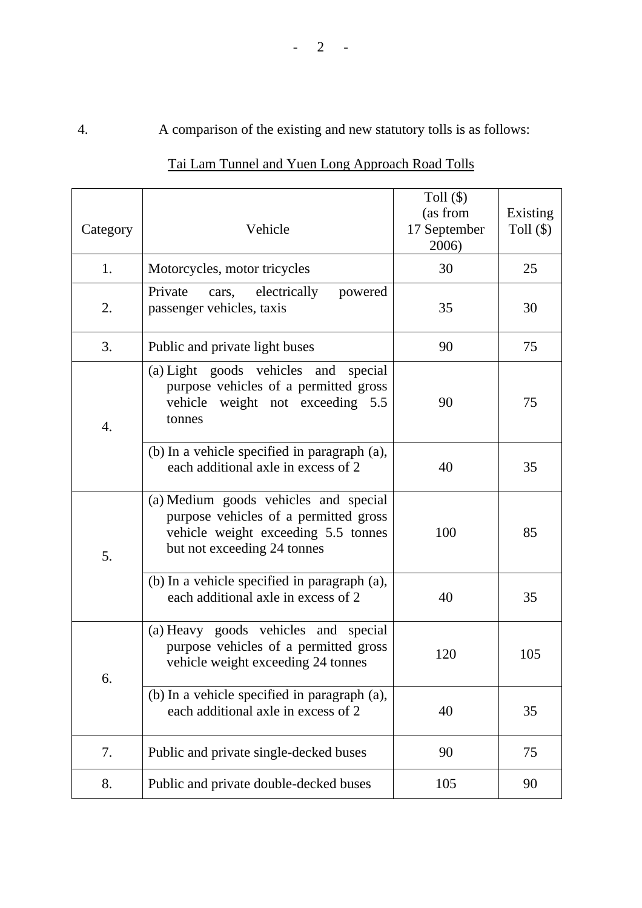4. A comparison of the existing and new statutory tolls is as follows:

Tai Lam Tunnel and Yuen Long Approach Road Tolls

| Category | Vehicle | Toll ($) (as from 17 September 2006) | Existing Toll ($) |
|---|---|---|---|
| 1. | Motorcycles, motor tricycles | 30 | 25 |
| 2. | Private cars, electrically powered passenger vehicles, taxis | 35 | 30 |
| 3. | Public and private light buses | 90 | 75 |
| 4. | (a) Light goods vehicles and special purpose vehicles of a permitted gross vehicle weight not exceeding 5.5 tonnes | 90 | 75 |
| | (b) In a vehicle specified in paragraph (a), each additional axle in excess of 2 | 40 | 35 |
| 5. | (a) Medium goods vehicles and special purpose vehicles of a permitted gross vehicle weight exceeding 5.5 tonnes but not exceeding 24 tonnes | 100 | 85 |
| | (b) In a vehicle specified in paragraph (a), each additional axle in excess of 2 | 40 | 35 |
| 6. | (a) Heavy goods vehicles and special purpose vehicles of a permitted gross vehicle weight exceeding 24 tonnes | 120 | 105 |
| | (b) In a vehicle specified in paragraph (a), each additional axle in excess of 2 | 40 | 35 |
| 7. | Public and private single-decked buses | 90 | 75 |
| 8. | Public and private double-decked buses | 105 | 90 |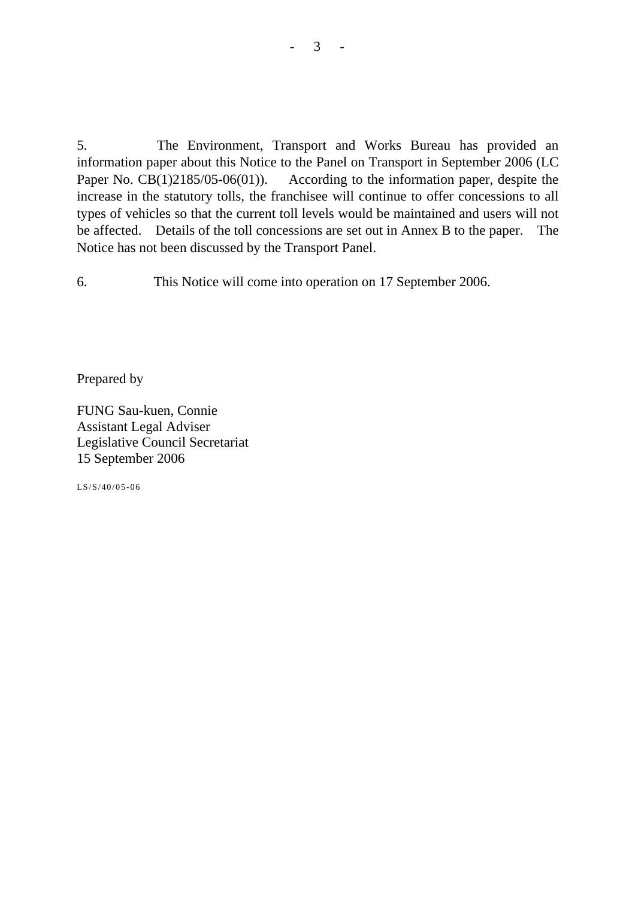5. The Environment, Transport and Works Bureau has provided an information paper about this Notice to the Panel on Transport in September 2006 (LC Paper No. CB(1)2185/05-06(01)). According to the information paper, despite the increase in the statutory tolls, the franchisee will continue to offer concessions to all types of vehicles so that the current toll levels would be maintained and users will not be affected. Details of the toll concessions are set out in Annex B to the paper. The Notice has not been discussed by the Transport Panel.

6. This Notice will come into operation on 17 September 2006.

Prepared by

FUNG Sau-kuen, Connie
Assistant Legal Adviser
Legislative Council Secretariat
15 September 2006

LS/S/40/05-06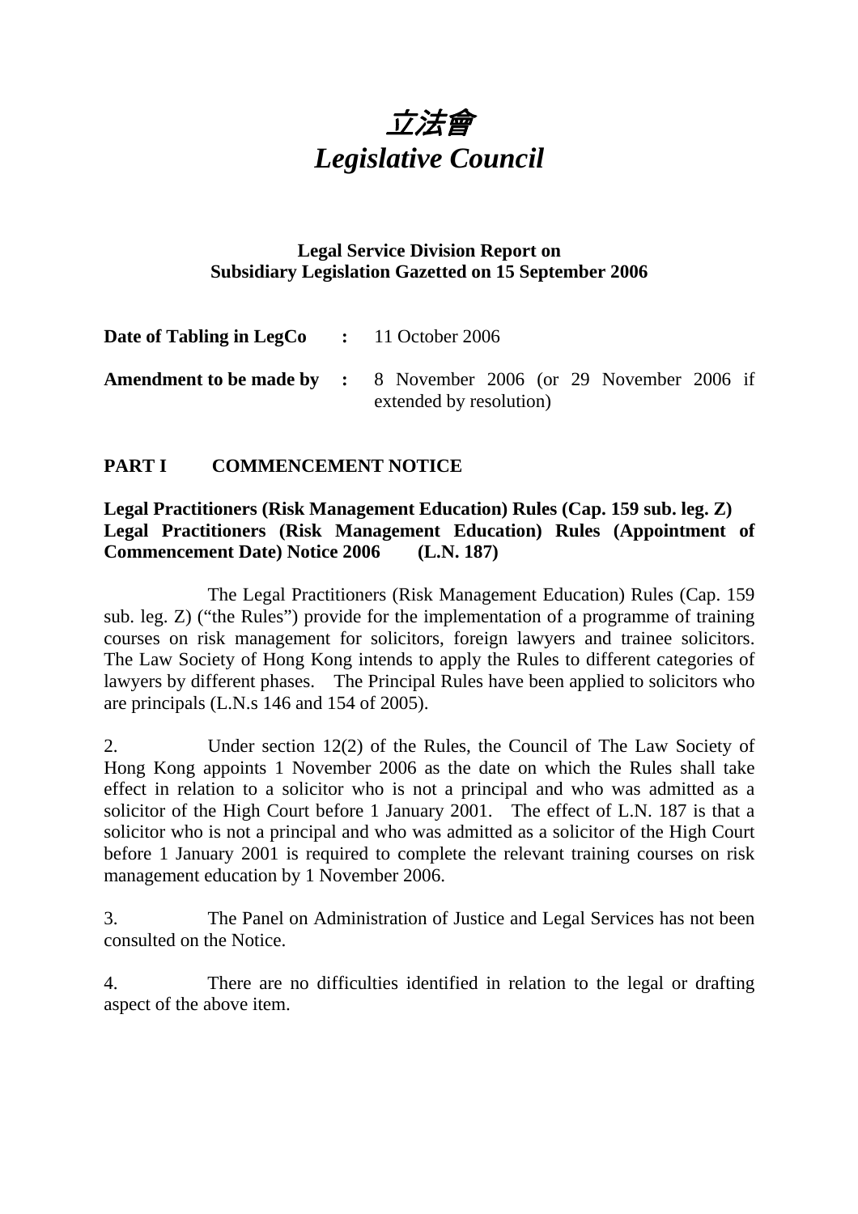# *立法會*
# *Legislative Council*

**Legal Service Division Report on**
**Subsidiary Legislation Gazetted on 15 September 2006**

| | | |
|---|---|---|
| **Date of Tabling in LegCo** | **:** | 11 October 2006 |
| **Amendment to be made by** | **:** | 8 November 2006 (or 29 November 2006 if extended by resolution) |

## PART I COMMENCEMENT NOTICE

**Legal Practitioners (Risk Management Education) Rules (Cap. 159 sub. leg. Z)**
**Legal Practitioners (Risk Management Education) Rules (Appointment of Commencement Date) Notice 2006 (L.N. 187)**

The Legal Practitioners (Risk Management Education) Rules (Cap. 159 sub. leg. Z) ("the Rules") provide for the implementation of a programme of training courses on risk management for solicitors, foreign lawyers and trainee solicitors. The Law Society of Hong Kong intends to apply the Rules to different categories of lawyers by different phases. The Principal Rules have been applied to solicitors who are principals (L.N.s 146 and 154 of 2005).

2. Under section 12(2) of the Rules, the Council of The Law Society of Hong Kong appoints 1 November 2006 as the date on which the Rules shall take effect in relation to a solicitor who is not a principal and who was admitted as a solicitor of the High Court before 1 January 2001. The effect of L.N. 187 is that a solicitor who is not a principal and who was admitted as a solicitor of the High Court before 1 January 2001 is required to complete the relevant training courses on risk management education by 1 November 2006.

3. The Panel on Administration of Justice and Legal Services has not been consulted on the Notice.

4. There are no difficulties identified in relation to the legal or drafting aspect of the above item.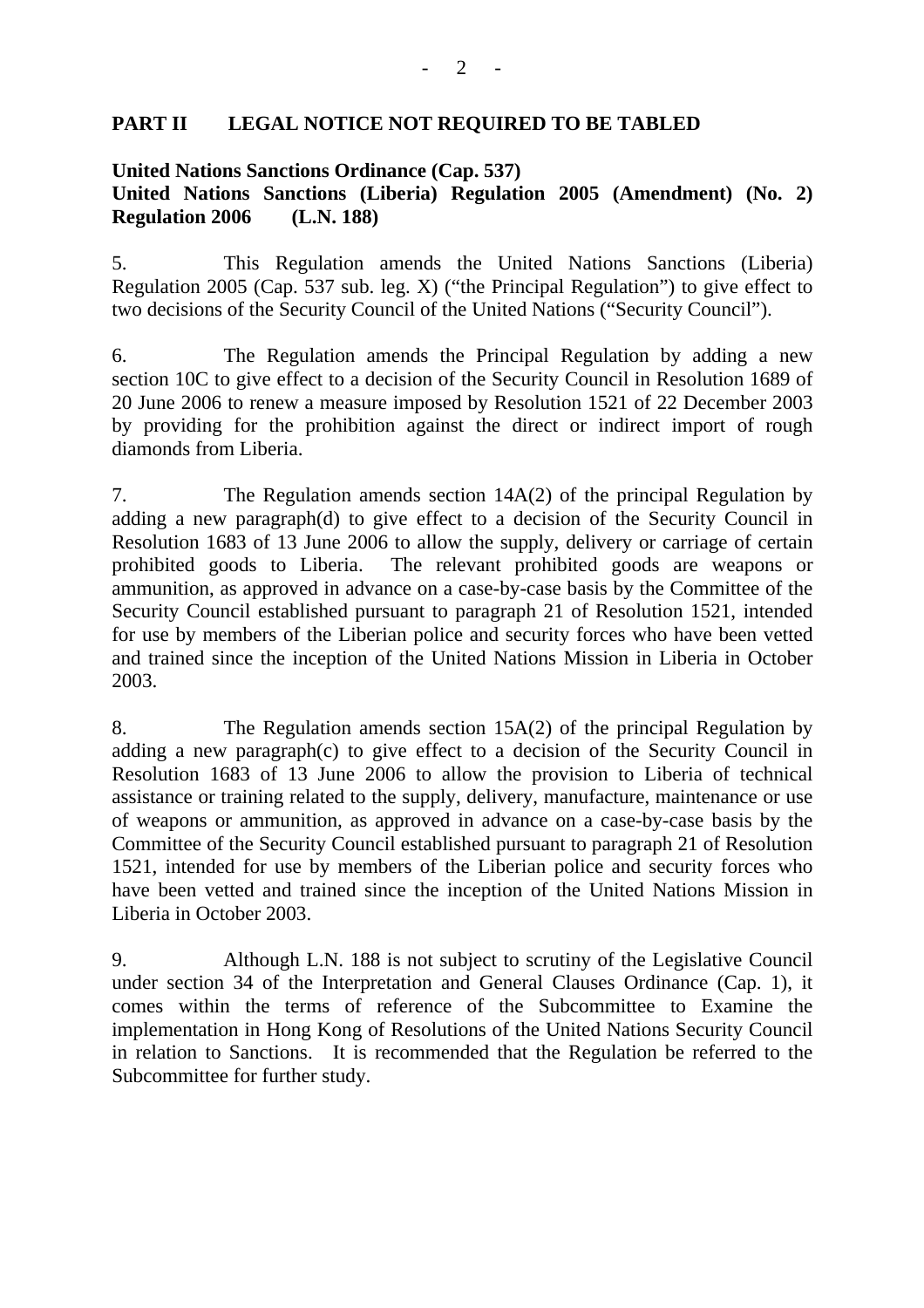**PART II LEGAL NOTICE NOT REQUIRED TO BE TABLED**

**United Nations Sanctions Ordinance (Cap. 537)**
**United Nations Sanctions (Liberia) Regulation 2005 (Amendment) (No. 2) Regulation 2006 (L.N. 188)**

5. This Regulation amends the United Nations Sanctions (Liberia) Regulation 2005 (Cap. 537 sub. leg. X) ("the Principal Regulation") to give effect to two decisions of the Security Council of the United Nations ("Security Council").

6. The Regulation amends the Principal Regulation by adding a new section 10C to give effect to a decision of the Security Council in Resolution 1689 of 20 June 2006 to renew a measure imposed by Resolution 1521 of 22 December 2003 by providing for the prohibition against the direct or indirect import of rough diamonds from Liberia.

7. The Regulation amends section 14A(2) of the principal Regulation by adding a new paragraph(d) to give effect to a decision of the Security Council in Resolution 1683 of 13 June 2006 to allow the supply, delivery or carriage of certain prohibited goods to Liberia. The relevant prohibited goods are weapons or ammunition, as approved in advance on a case-by-case basis by the Committee of the Security Council established pursuant to paragraph 21 of Resolution 1521, intended for use by members of the Liberian police and security forces who have been vetted and trained since the inception of the United Nations Mission in Liberia in October 2003.

8. The Regulation amends section 15A(2) of the principal Regulation by adding a new paragraph(c) to give effect to a decision of the Security Council in Resolution 1683 of 13 June 2006 to allow the provision to Liberia of technical assistance or training related to the supply, delivery, manufacture, maintenance or use of weapons or ammunition, as approved in advance on a case-by-case basis by the Committee of the Security Council established pursuant to paragraph 21 of Resolution 1521, intended for use by members of the Liberian police and security forces who have been vetted and trained since the inception of the United Nations Mission in Liberia in October 2003.

9. Although L.N. 188 is not subject to scrutiny of the Legislative Council under section 34 of the Interpretation and General Clauses Ordinance (Cap. 1), it comes within the terms of reference of the Subcommittee to Examine the implementation in Hong Kong of Resolutions of the United Nations Security Council in relation to Sanctions. It is recommended that the Regulation be referred to the Subcommittee for further study.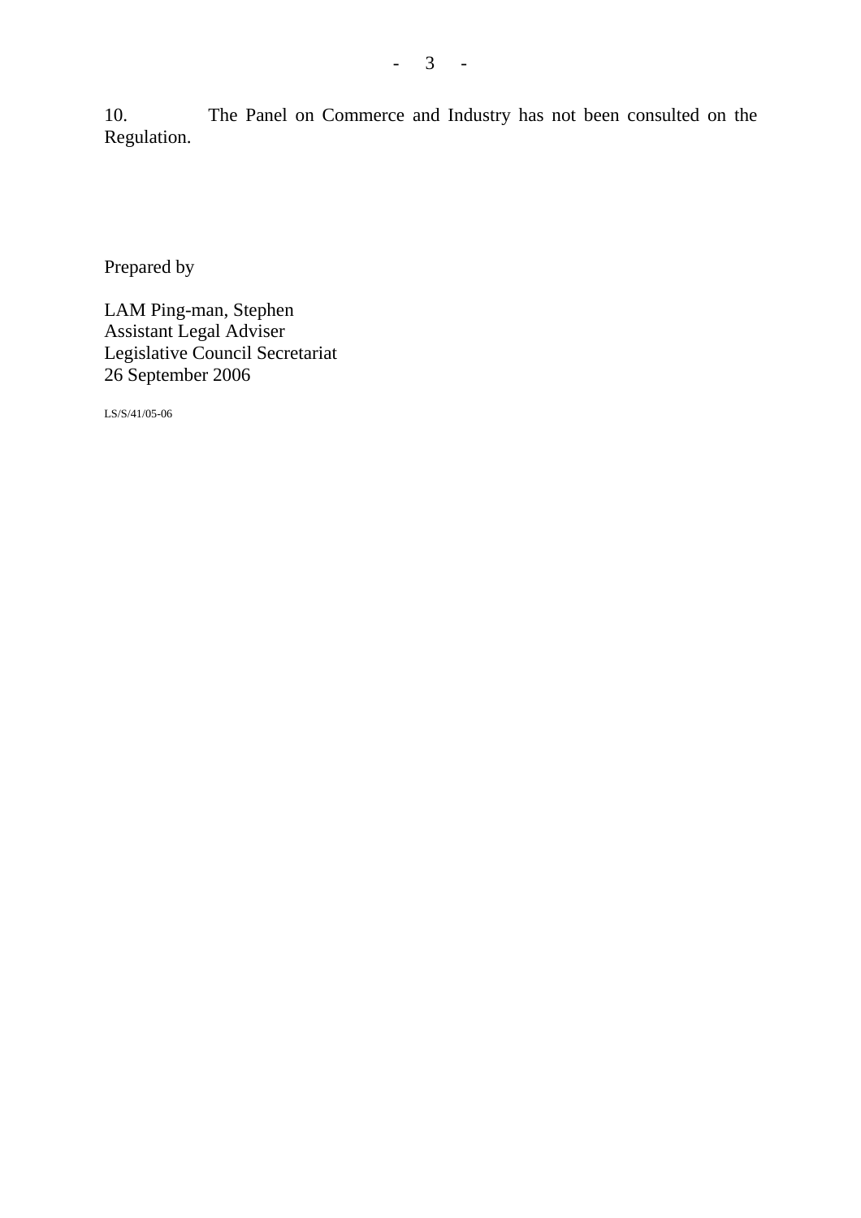10. The Panel on Commerce and Industry has not been consulted on the Regulation.

Prepared by

LAM Ping-man, Stephen
Assistant Legal Adviser
Legislative Council Secretariat
26 September 2006

LS/S/41/05-06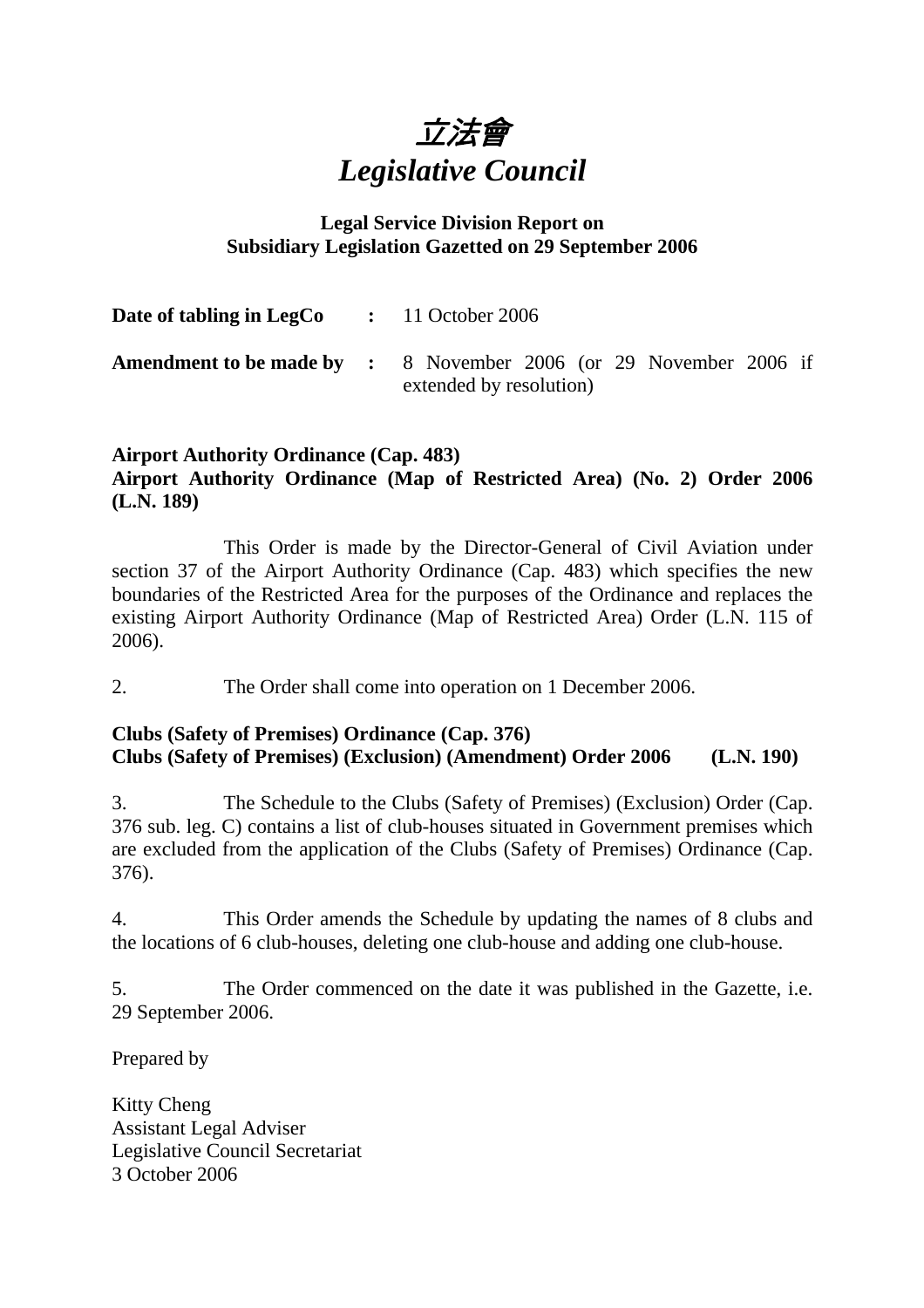# *立法會*
# *Legislative Council*

**Legal Service Division Report on**
**Subsidiary Legislation Gazetted on 29 September 2006**

| | | |
|---|---|---|
| **Date of tabling in LegCo** | **:** | 11 October 2006 |
| **Amendment to be made by** | **:** | 8 November 2006 (or 29 November 2006 if extended by resolution) |

**Airport Authority Ordinance (Cap. 483)**
**Airport Authority Ordinance (Map of Restricted Area) (No. 2) Order 2006 (L.N. 189)**

This Order is made by the Director-General of Civil Aviation under section 37 of the Airport Authority Ordinance (Cap. 483) which specifies the new boundaries of the Restricted Area for the purposes of the Ordinance and replaces the existing Airport Authority Ordinance (Map of Restricted Area) Order (L.N. 115 of 2006).

2. The Order shall come into operation on 1 December 2006.

**Clubs (Safety of Premises) Ordinance (Cap. 376)**
**Clubs (Safety of Premises) (Exclusion) (Amendment) Order 2006 (L.N. 190)**

3. The Schedule to the Clubs (Safety of Premises) (Exclusion) Order (Cap. 376 sub. leg. C) contains a list of club-houses situated in Government premises which are excluded from the application of the Clubs (Safety of Premises) Ordinance (Cap. 376).

4. This Order amends the Schedule by updating the names of 8 clubs and the locations of 6 club-houses, deleting one club-house and adding one club-house.

5. The Order commenced on the date it was published in the Gazette, i.e. 29 September 2006.

Prepared by

Kitty Cheng
Assistant Legal Adviser
Legislative Council Secretariat
3 October 2006